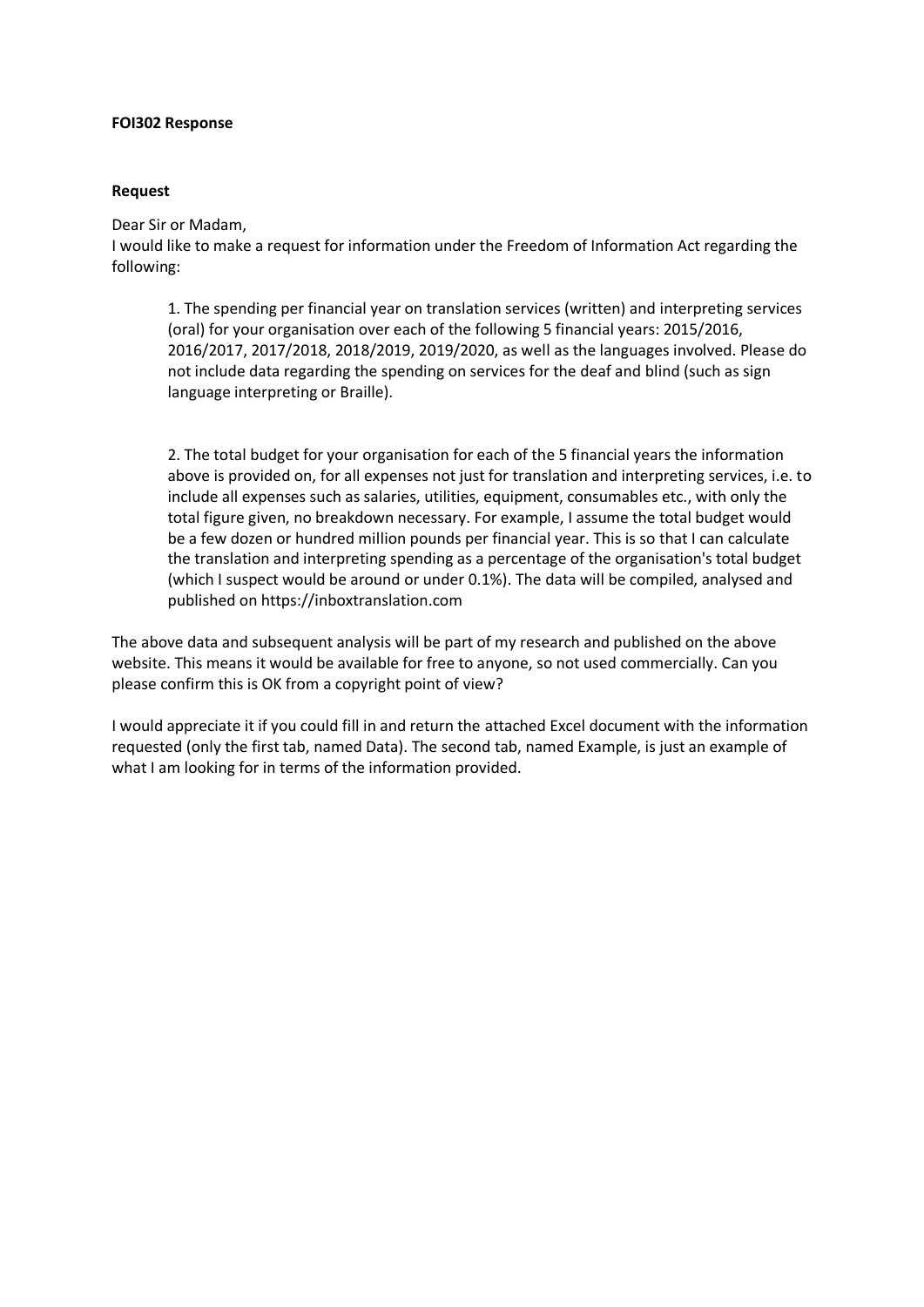**FOI302 Response**

**Request**

Dear Sir or Madam,
I would like to make a request for information under the Freedom of Information Act regarding the following:

> 1. The spending per financial year on translation services (written) and interpreting services (oral) for your organisation over each of the following 5 financial years: 2015/2016, 2016/2017, 2017/2018, 2018/2019, 2019/2020, as well as the languages involved. Please do not include data regarding the spending on services for the deaf and blind (such as sign language interpreting or Braille).
>
> 2. The total budget for your organisation for each of the 5 financial years the information above is provided on, for all expenses not just for translation and interpreting services, i.e. to include all expenses such as salaries, utilities, equipment, consumables etc., with only the total figure given, no breakdown necessary. For example, I assume the total budget would be a few dozen or hundred million pounds per financial year. This is so that I can calculate the translation and interpreting spending as a percentage of the organisation's total budget (which I suspect would be around or under 0.1%). The data will be compiled, analysed and published on https://inboxtranslation.com

The above data and subsequent analysis will be part of my research and published on the above website. This means it would be available for free to anyone, so not used commercially. Can you please confirm this is OK from a copyright point of view?

I would appreciate it if you could fill in and return the attached Excel document with the information requested (only the first tab, named Data). The second tab, named Example, is just an example of what I am looking for in terms of the information provided.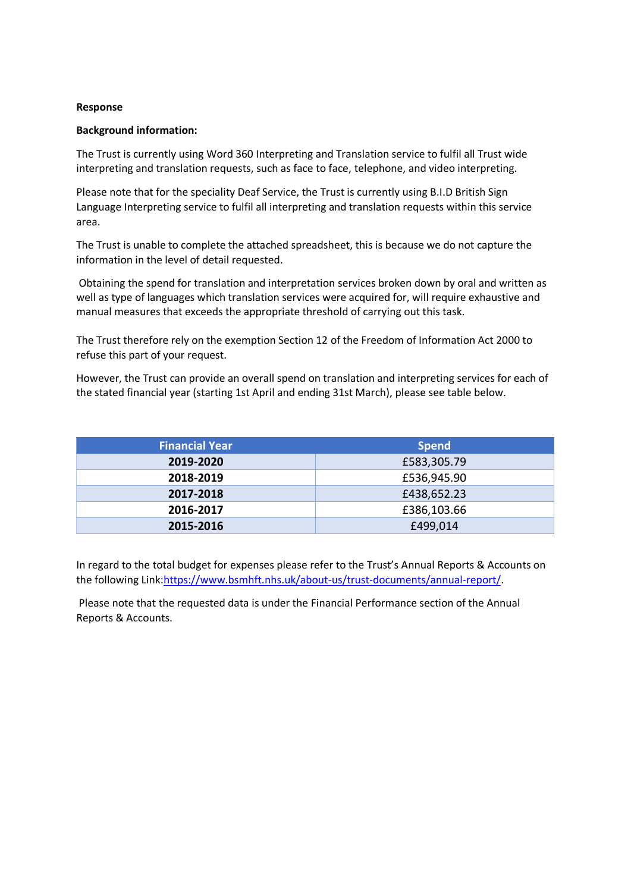**Response**

**Background information:**

The Trust is currently using Word 360 Interpreting and Translation service to fulfil all Trust wide interpreting and translation requests, such as face to face, telephone, and video interpreting.

Please note that for the speciality Deaf Service, the Trust is currently using B.I.D British Sign Language Interpreting service to fulfil all interpreting and translation requests within this service area.

The Trust is unable to complete the attached spreadsheet, this is because we do not capture the information in the level of detail requested.

Obtaining the spend for translation and interpretation services broken down by oral and written as well as type of languages which translation services were acquired for, will require exhaustive and manual measures that exceeds the appropriate threshold of carrying out this task.

The Trust therefore rely on the exemption Section 12 of the Freedom of Information Act 2000 to refuse this part of your request.

However, the Trust can provide an overall spend on translation and interpreting services for each of the stated financial year (starting 1st April and ending 31st March), please see table below.

| Financial Year | Spend |
|---|---|
| **2019-2020** | £583,305.79 |
| **2018-2019** | £536,945.90 |
| **2017-2018** | £438,652.23 |
| **2016-2017** | £386,103.66 |
| **2015-2016** | £499,014 |

In regard to the total budget for expenses please refer to the Trust's Annual Reports & Accounts on the following Link:[https://www.bsmhft.nhs.uk/about-us/trust-documents/annual-report/](https://www.bsmhft.nhs.uk/about-us/trust-documents/annual-report/).

Please note that the requested data is under the Financial Performance section of the Annual Reports & Accounts.